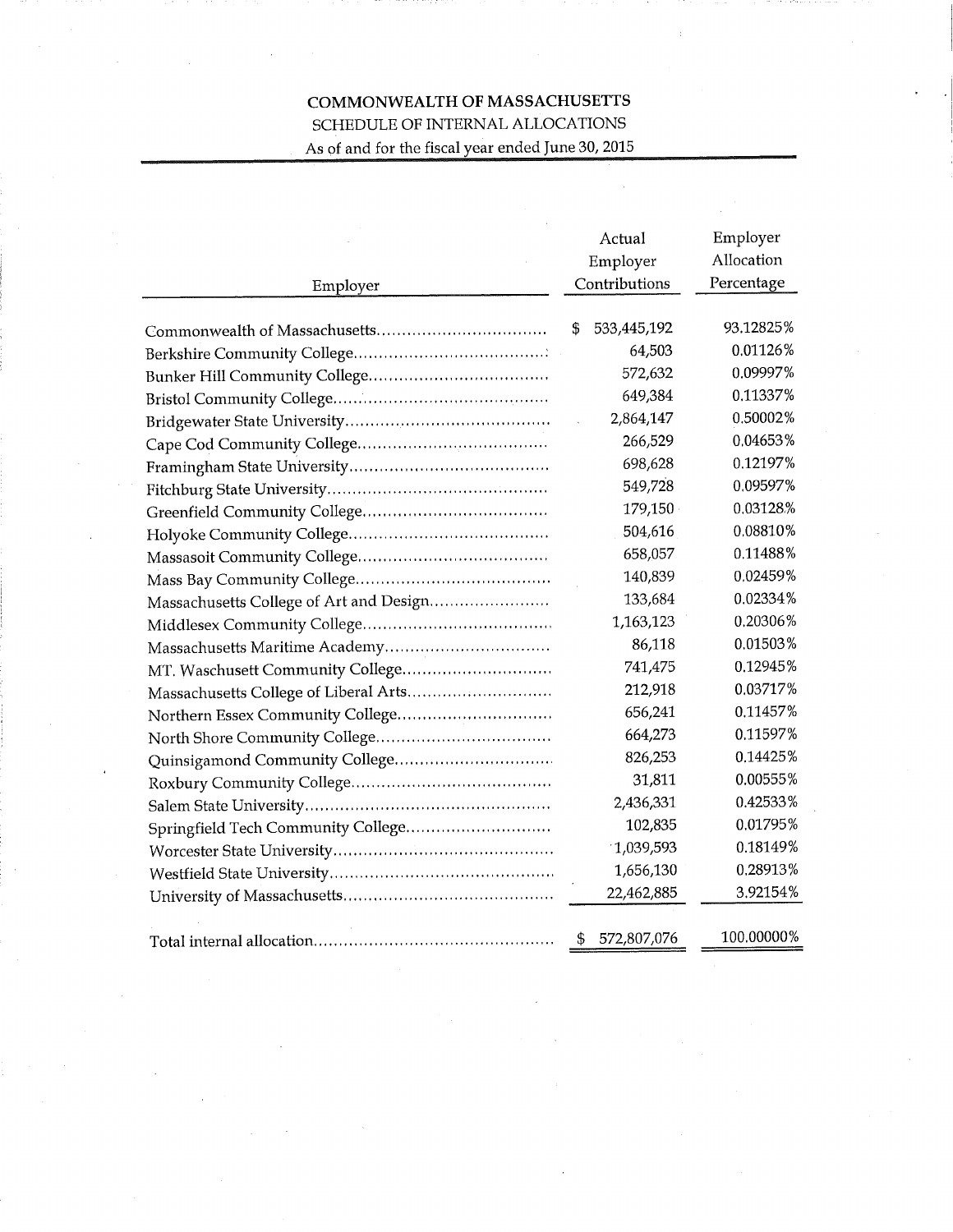# COMMONWEALTH OF MASSACHUSETTS

## SCHEDULE OF INTERNAL ALLOCATIONS

As of and for the fiscal year ended June 30, 2015

| Employer | Actual Employer Contributions | Employer Allocation Percentage |
|---|---|---|
| Commonwealth of Massachusetts | $ 533,445,192 | 93.12825% |
| Berkshire Community College | 64,503 | 0.01126% |
| Bunker Hill Community College | 572,632 | 0.09997% |
| Bristol Community College | 649,384 | 0.11337% |
| Bridgewater State University | 2,864,147 | 0.50002% |
| Cape Cod Community College | 266,529 | 0.04653% |
| Framingham State University | 698,628 | 0.12197% |
| Fitchburg State University | 549,728 | 0.09597% |
| Greenfield Community College | 179,150 | 0.03128% |
| Holyoke Community College | 504,616 | 0.08810% |
| Massasoit Community College | 658,057 | 0.11488% |
| Mass Bay Community College | 140,839 | 0.02459% |
| Massachusetts College of Art and Design | 133,684 | 0.02334% |
| Middlesex Community College | 1,163,123 | 0.20306% |
| Massachusetts Maritime Academy | 86,118 | 0.01503% |
| MT. Waschusett Community College | 741,475 | 0.12945% |
| Massachusetts College of Liberal Arts | 212,918 | 0.03717% |
| Northern Essex Community College | 656,241 | 0.11457% |
| North Shore Community College | 664,273 | 0.11597% |
| Quinsigamond Community College | 826,253 | 0.14425% |
| Roxbury Community College | 31,811 | 0.00555% |
| Salem State University | 2,436,331 | 0.42533% |
| Springfield Tech Community College | 102,835 | 0.01795% |
| Worcester State University | 1,039,593 | 0.18149% |
| Westfield State University | 1,656,130 | 0.28913% |
| University of Massachusetts | 22,462,885 | 3.92154% |
| Total internal allocation | $ 572,807,076 | 100.00000% |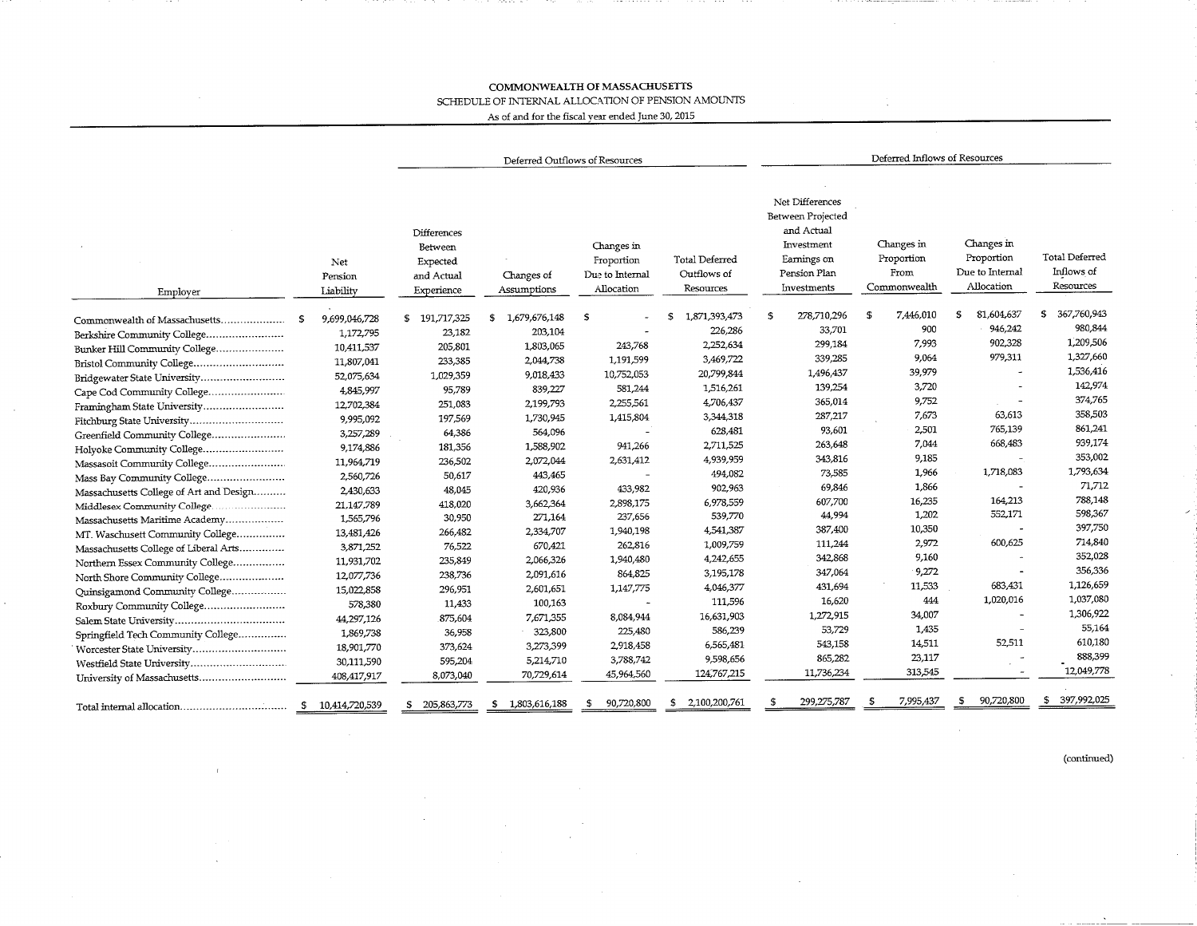COMMONWEALTH OF MASSACHUSETTS

SCHEDULE OF INTERNAL ALLOCATION OF PENSION AMOUNTS

As of and for the fiscal year ended June 30, 2015

| Employer | Net Pension Liability | Deferred Outflows of Resources | | | | Deferred Inflows of Resources | | | |
|---|---|---|---|---|---|---|---|---|---|
| | | Differences Between Expected and Actual Experience | Changes of Assumptions | Changes in Proportion Due to Internal Allocation | Total Deferred Outflows of Resources | Net Differences Between Projected and Actual Investment Earnings on Pension Plan Investments | Changes in Proportion From Commonwealth | Changes in Proportion Due to Internal Allocation | Total Deferred Inflows of Resources |
| Commonwealth of Massachusetts | $ 9,699,046,728 | $ 191,717,325 | $ 1,679,676,148 | $ - | $ 1,871,393,473 | $ 278,710,296 | $ 7,446,010 | $ 81,604,637 | $ 367,760,943 |
| Berkshire Community College | 1,172,795 | 23,182 | 203,104 | - | 226,286 | 33,701 | 900 | 946,242 | 980,844 |
| Bunker Hill Community College | 10,411,537 | 205,801 | 1,803,065 | 243,768 | 2,252,634 | 299,184 | 7,993 | 902,328 | 1,209,506 |
| Bristol Community College | 11,807,041 | 233,385 | 2,044,738 | 1,191,599 | 3,469,722 | 339,285 | 9,064 | 979,311 | 1,327,660 |
| Bridgewater State University | 52,075,634 | 1,029,359 | 9,018,433 | 10,752,053 | 20,799,844 | 1,496,437 | 39,979 | - | 1,536,416 |
| Cape Cod Community College | 4,845,997 | 95,789 | 839,227 | 581,244 | 1,516,261 | 139,254 | 3,720 | - | 142,974 |
| Framingham State University | 12,702,384 | 251,083 | 2,199,793 | 2,255,561 | 4,706,437 | 365,014 | 9,752 | - | 374,765 |
| Fitchburg State University | 9,995,092 | 197,569 | 1,730,945 | 1,415,804 | 3,344,318 | 287,217 | 7,673 | 63,613 | 358,503 |
| Greenfield Community College | 3,257,289 | 64,386 | 564,096 | - | 628,481 | 93,601 | 2,501 | 765,139 | 861,241 |
| Holyoke Community College | 9,174,886 | 181,356 | 1,588,902 | 941,266 | 2,711,525 | 263,648 | 7,044 | 668,483 | 939,174 |
| Massasoit Community College | 11,964,719 | 236,502 | 2,072,044 | 2,631,412 | 4,939,959 | 343,816 | 9,185 | - | 353,002 |
| Mass Bay Community College | 2,560,726 | 50,617 | 443,465 | - | 494,082 | 73,585 | 1,966 | 1,718,083 | 1,793,634 |
| Massachusetts College of Art and Design | 2,430,633 | 48,045 | 420,936 | 433,982 | 902,963 | 69,846 | 1,866 | - | 71,712 |
| Middlesex Community College | 21,147,789 | 418,020 | 3,662,364 | 2,898,175 | 6,978,559 | 607,700 | 16,235 | 164,213 | 788,148 |
| Massachusetts Maritime Academy | 1,565,796 | 30,950 | 271,164 | 237,656 | 539,770 | 44,994 | 1,202 | 552,171 | 598,367 |
| MT. Waschusett Community College | 13,481,426 | 266,482 | 2,334,707 | 1,940,198 | 4,541,387 | 387,400 | 10,350 | - | 397,750 |
| Massachusetts College of Liberal Arts | 3,871,252 | 76,522 | 670,421 | 262,816 | 1,009,759 | 111,244 | 2,972 | 600,625 | 714,840 |
| Northern Essex Community College | 11,931,702 | 235,849 | 2,066,326 | 1,940,480 | 4,242,655 | 342,868 | 9,160 | - | 352,028 |
| North Shore Community College | 12,077,736 | 238,736 | 2,091,616 | 864,825 | 3,195,178 | 347,064 | 9,272 | - | 356,336 |
| Quinsigamond Community College | 15,022,858 | 296,951 | 2,601,651 | 1,147,775 | 4,046,377 | 431,694 | 11,533 | 683,431 | 1,126,659 |
| Roxbury Community College | 578,380 | 11,433 | 100,163 | - | 111,596 | 16,620 | 444 | 1,020,016 | 1,037,080 |
| Salem State University | 44,297,126 | 875,604 | 7,671,355 | 8,084,944 | 16,631,903 | 1,272,915 | 34,007 | - | 1,306,922 |
| Springfield Tech Community College | 1,869,738 | 36,958 | 323,800 | 225,480 | 586,239 | 53,729 | 1,435 | - | 55,164 |
| Worcester State University | 18,901,770 | 373,624 | 3,273,399 | 2,918,458 | 6,565,481 | 543,158 | 14,511 | 52,511 | 610,180 |
| Westfield State University | 30,111,590 | 595,204 | 5,214,710 | 3,788,742 | 9,598,656 | 865,282 | 23,117 | - | 888,399 |
| University of Massachusetts | 408,417,917 | 8,073,040 | 70,729,614 | 45,964,560 | 124,767,215 | 11,736,234 | 313,545 | - | 12,049,778 |
| Total internal allocation | $ 10,414,720,539 | $ 205,863,773 | $ 1,803,616,188 | $ 90,720,800 | $ 2,100,200,761 | $ 299,275,787 | $ 7,995,437 | $ 90,720,800 | $ 397,992,025 |

(continued)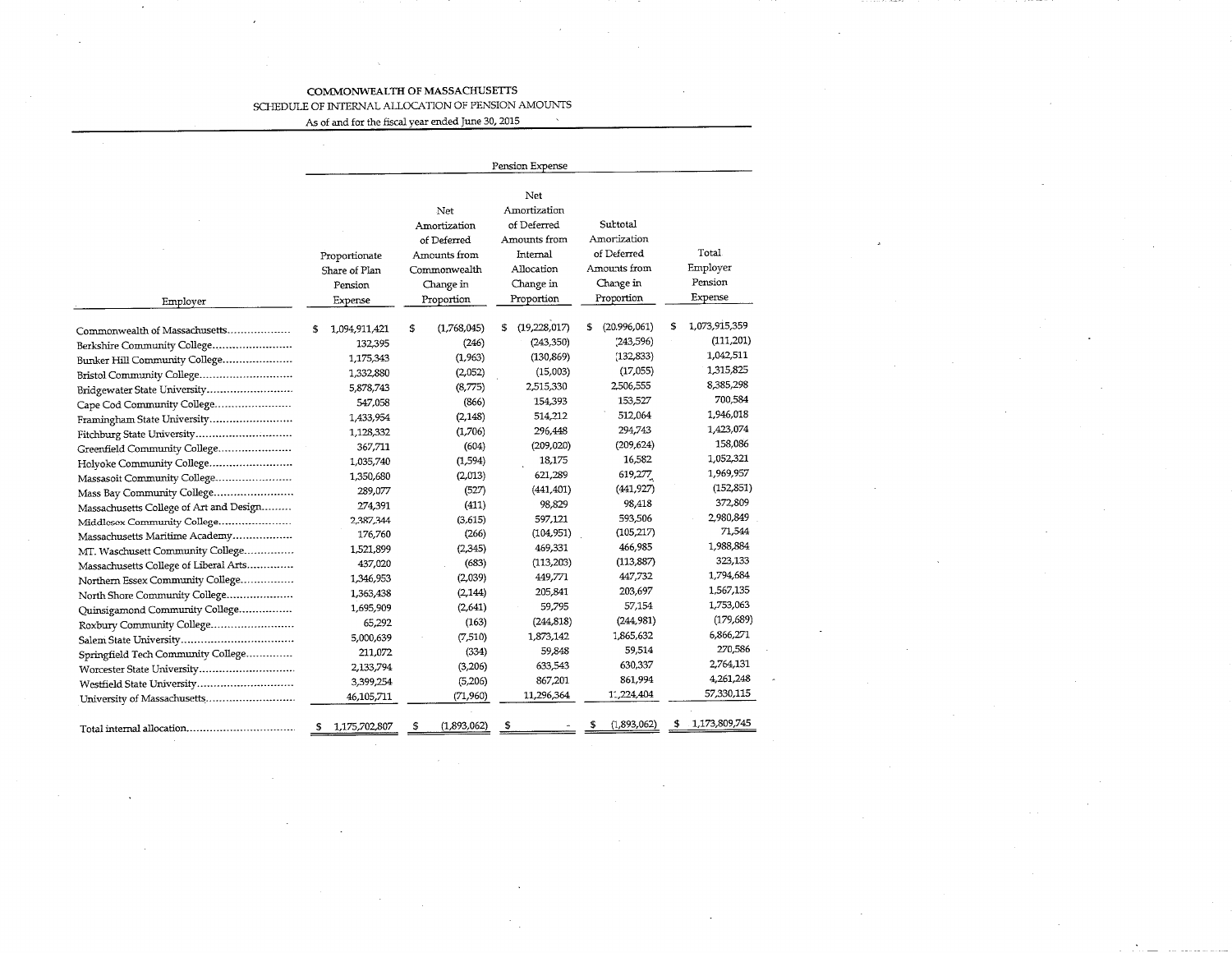COMMONWEALTH OF MASSACHUSETTS

SCHEDULE OF INTERNAL ALLOCATION OF PENSION AMOUNTS

As of and for the fiscal year ended June 30, 2015

| | Pension Expense | | | | |
|---|---|---|---|---|---|
| Employer | Proportionate Share of Plan Pension Expense | Net Amortization of Deferred Amounts from Commonwealth Change in Proportion | Net Amortization of Deferred Amounts from Internal Allocation Change in Proportion | Subtotal Amortization of Deferred Amounts from Change in Proportion | Total Employer Pension Expense |
| Commonwealth of Massachusetts | $ 1,094,911,421 | $ (1,768,045) | $ (19,228,017) | $ (20,996,061) | $ 1,073,915,359 |
| Berkshire Community College | 132,395 | (246) | (243,350) | (243,596) | (111,201) |
| Bunker Hill Community College | 1,175,343 | (1,963) | (130,869) | (132,833) | 1,042,511 |
| Bristol Community College | 1,332,880 | (2,052) | (15,003) | (17,055) | 1,315,825 |
| Bridgewater State University | 5,878,743 | (8,775) | 2,515,330 | 2,506,555 | 8,385,298 |
| Cape Cod Community College | 547,058 | (866) | 154,393 | 153,527 | 700,584 |
| Framingham State University | 1,433,954 | (2,148) | 514,212 | 512,064 | 1,946,018 |
| Fitchburg State University | 1,128,332 | (1,706) | 296,448 | 294,743 | 1,423,074 |
| Greenfield Community College | 367,711 | (604) | (209,020) | (209,624) | 158,086 |
| Holyoke Community College | 1,035,740 | (1,594) | 18,175 | 16,582 | 1,052,321 |
| Massasoit Community College | 1,350,680 | (2,013) | 621,289 | 619,277 | 1,969,957 |
| Mass Bay Community College | 289,077 | (527) | (441,401) | (441,927) | (152,851) |
| Massachusetts College of Art and Design | 274,391 | (411) | 98,829 | 98,418 | 372,809 |
| Middlesex Community College | 2,387,344 | (3,615) | 597,121 | 593,506 | 2,980,849 |
| Massachusetts Maritime Academy | 176,760 | (266) | (104,951) | (105,217) | 71,544 |
| MT. Waschusett Community College | 1,521,899 | (2,345) | 469,331 | 466,985 | 1,988,884 |
| Massachusetts College of Liberal Arts | 437,020 | (683) | (113,203) | (113,887) | 323,133 |
| Northern Essex Community College | 1,346,953 | (2,039) | 449,771 | 447,732 | 1,794,684 |
| North Shore Community College | 1,363,438 | (2,144) | 205,841 | 203,697 | 1,567,135 |
| Quinsigamond Community College | 1,695,909 | (2,641) | 59,795 | 57,154 | 1,753,063 |
| Roxbury Community College | 65,292 | (163) | (244,818) | (244,981) | (179,689) |
| Salem State University | 5,000,639 | (7,510) | 1,873,142 | 1,865,632 | 6,866,271 |
| Springfield Tech Community College | 211,072 | (334) | 59,848 | 59,514 | 270,586 |
| Worcester State University | 2,133,794 | (3,206) | 633,543 | 630,337 | 2,764,131 |
| Westfield State University | 3,399,254 | (5,206) | 867,201 | 861,994 | 4,261,248 |
| University of Massachusetts | 46,105,711 | (71,960) | 11,296,364 | 11,224,404 | 57,330,115 |
| Total internal allocation | $ 1,175,702,807 | $ (1,893,062) | $ - | $ (1,893,062) | $ 1,173,809,745 |